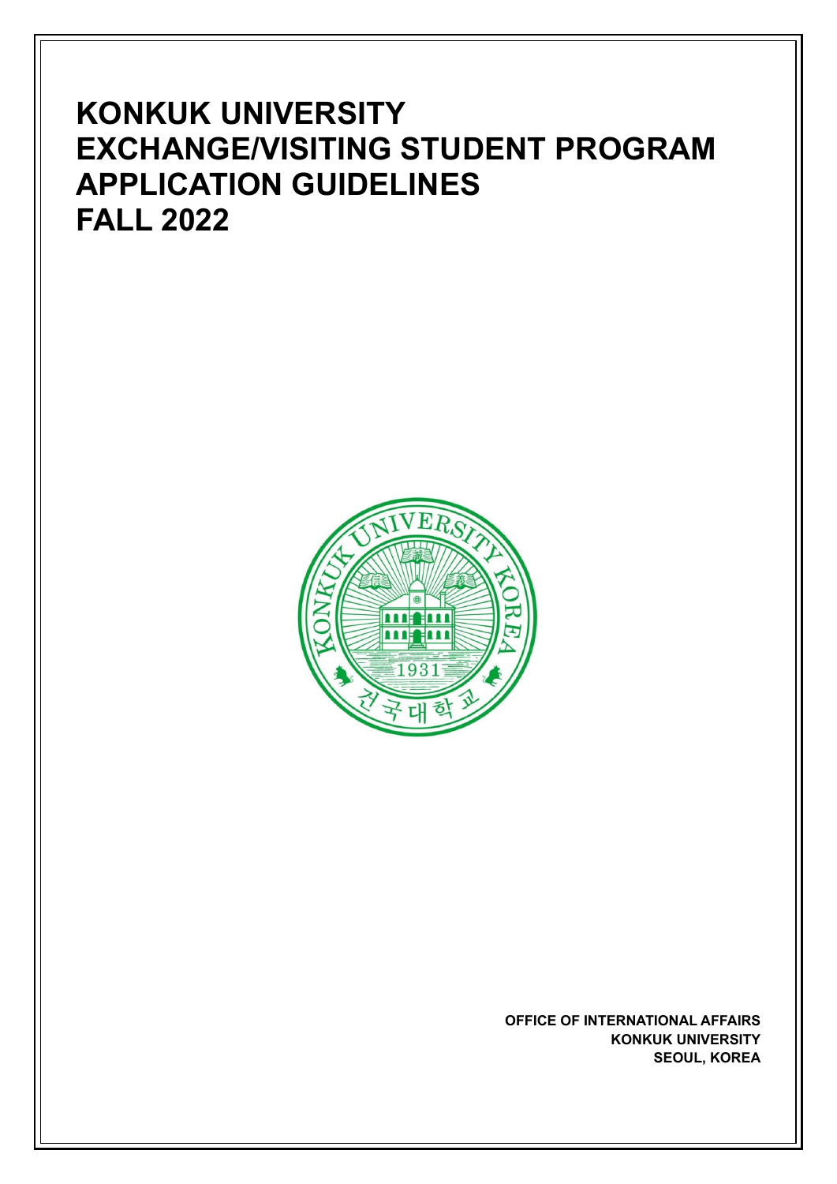# KONKUK UNIVERSITY EXCHANGE/VISITING STUDENT PROGRAM APPLICATION GUIDELINES FALL 2022

**OFFICE OF INTERNATIONAL AFFAIRS**
**KONKUK UNIVERSITY**
**SEOUL, KOREA**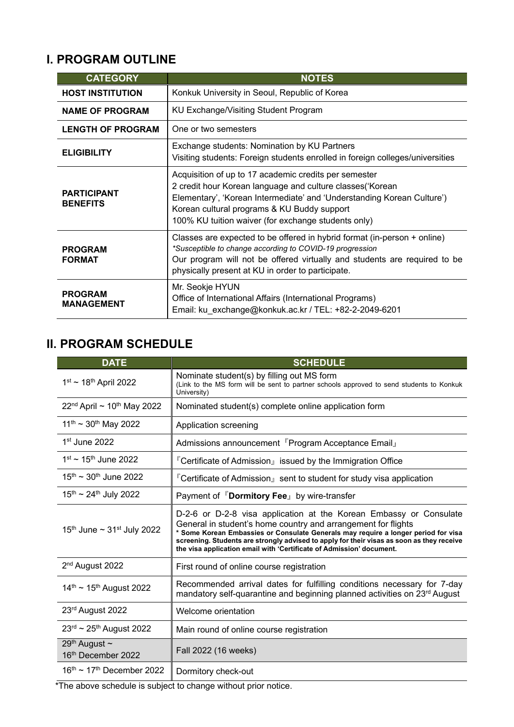## I. PROGRAM OUTLINE

| CATEGORY | NOTES |
|---|---|
| **HOST INSTITUTION** | Konkuk University in Seoul, Republic of Korea |
| **NAME OF PROGRAM** | KU Exchange/Visiting Student Program |
| **LENGTH OF PROGRAM** | One or two semesters |
| **ELIGIBILITY** | Exchange students: Nomination by KU Partners<br>Visiting students: Foreign students enrolled in foreign colleges/universities |
| **PARTICIPANT BENEFITS** | Acquisition of up to 17 academic credits per semester<br>2 credit hour Korean language and culture classes('Korean Elementary', 'Korean Intermediate' and 'Understanding Korean Culture')<br>Korean cultural programs & KU Buddy support<br>100% KU tuition waiver (for exchange students only) |
| **PROGRAM FORMAT** | Classes are expected to be offered in hybrid format (in-person + online)<br>*\*Susceptible to change according to COVID-19 progression*<br>Our program will not be offered virtually and students are required to be physically present at KU in order to participate. |
| **PROGRAM MANAGEMENT** | Mr. Seokje HYUN<br>Office of International Affairs (International Programs)<br>Email: ku_exchange@konkuk.ac.kr / TEL: +82-2-2049-6201 |

## II. PROGRAM SCHEDULE

| DATE | SCHEDULE |
|---|---|
| 1st ~ 18th April 2022 | Nominate student(s) by filling out MS form<br>(Link to the MS form will be sent to partner schools approved to send students to Konkuk University) |
| 22nd April ~ 10th May 2022 | Nominated student(s) complete online application form |
| 11th ~ 30th May 2022 | Application screening |
| 1st June 2022 | Admissions announcement 『Program Acceptance Email』 |
| 1st ~ 15th June 2022 | 『Certificate of Admission』 issued by the Immigration Office |
| 15th ~ 30th June 2022 | 『Certificate of Admission』 sent to student for study visa application |
| 15th ~ 24th July 2022 | Payment of 『**Dormitory Fee**』 by wire-transfer |
| 15th June ~ 31st July 2022 | D-2-6 or D-2-8 visa application at the Korean Embassy or Consulate General in student's home country and arrangement for flights<br>**\* Some Korean Embassies or Consulate Generals may require a longer period for visa screening. Students are strongly advised to apply for their visas as soon as they receive the visa application email with 'Certificate of Admission' document.** |
| 2nd August 2022 | First round of online course registration |
| 14th ~ 15th August 2022 | Recommended arrival dates for fulfilling conditions necessary for 7-day mandatory self-quarantine and beginning planned activities on 23rd August |
| 23rd August 2022 | Welcome orientation |
| 23rd ~ 25th August 2022 | Main round of online course registration |
| 29th August ~ 16th December 2022 | Fall 2022 (16 weeks) |
| 16th ~ 17th December 2022 | Dormitory check-out |

*The above schedule is subject to change without prior notice.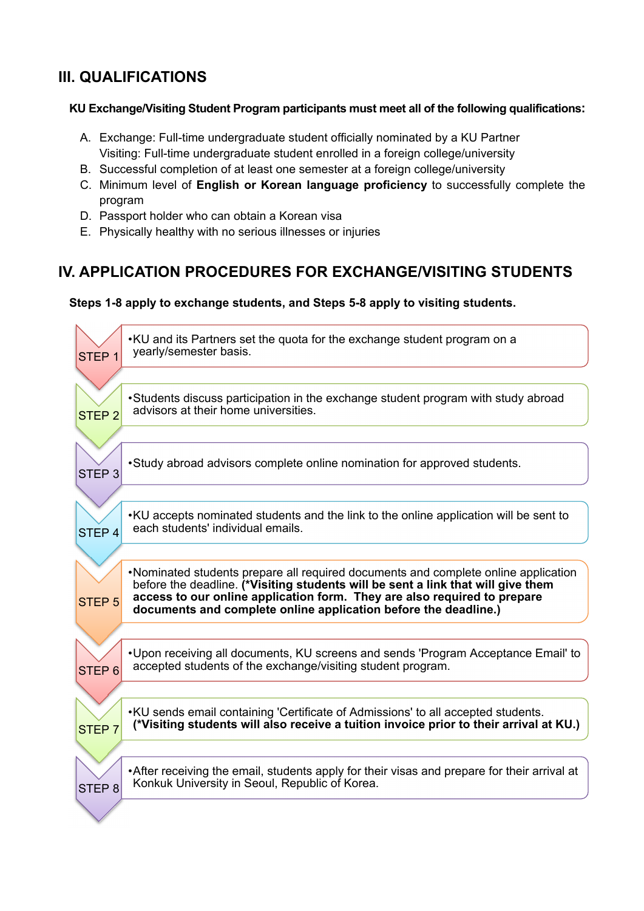## III. QUALIFICATIONS

**KU Exchange/Visiting Student Program participants must meet all of the following qualifications:**

A. Exchange: Full-time undergraduate student officially nominated by a KU Partner
   Visiting: Full-time undergraduate student enrolled in a foreign college/university
B. Successful completion of at least one semester at a foreign college/university
C. Minimum level of **English or Korean language proficiency** to successfully complete the program
D. Passport holder who can obtain a Korean visa
E. Physically healthy with no serious illnesses or injuries

## IV. APPLICATION PROCEDURES FOR EXCHANGE/VISITING STUDENTS

**Steps 1-8 apply to exchange students, and Steps 5-8 apply to visiting students.**

**STEP 1**
- KU and its Partners set the quota for the exchange student program on a yearly/semester basis.

**STEP 2**
- Students discuss participation in the exchange student program with study abroad advisors at their home universities.

**STEP 3**
- Study abroad advisors complete online nomination for approved students.

**STEP 4**
- KU accepts nominated students and the link to the online application will be sent to each students' individual emails.

**STEP 5**
- Nominated students prepare all required documents and complete online application before the deadline. **(*Visiting students will be sent a link that will give them access to our online application form. They are also required to prepare documents and complete online application before the deadline.)**

**STEP 6**
- Upon receiving all documents, KU screens and sends 'Program Acceptance Email' to accepted students of the exchange/visiting student program.

**STEP 7**
- KU sends email containing 'Certificate of Admissions' to all accepted students. **(*Visiting students will also receive a tuition invoice prior to their arrival at KU.)**

**STEP 8**
- After receiving the email, students apply for their visas and prepare for their arrival at Konkuk University in Seoul, Republic of Korea.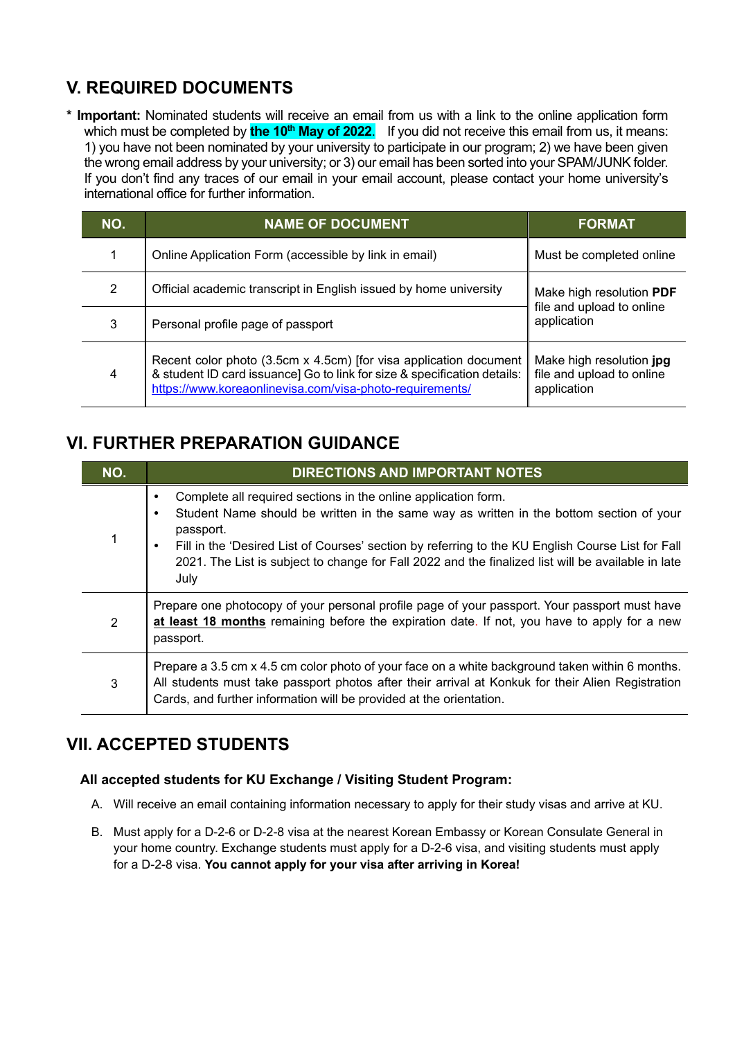## V. REQUIRED DOCUMENTS

\* **Important:** Nominated students will receive an email from us with a link to the online application form which must be completed by **the 10th May of 2022**. If you did not receive this email from us, it means: 1) you have not been nominated by your university to participate in our program; 2) we have been given the wrong email address by your university; or 3) our email has been sorted into your SPAM/JUNK folder. If you don't find any traces of our email in your email account, please contact your home university's international office for further information.

| NO. | NAME OF DOCUMENT | FORMAT |
|---|---|---|
| 1 | Online Application Form (accessible by link in email) | Must be completed online |
| 2 | Official academic transcript in English issued by home university | Make high resolution **PDF** file and upload to online application |
| 3 | Personal profile page of passport | |
| 4 | Recent color photo (3.5cm x 4.5cm) [for visa application document & student ID card issuance] Go to link for size & specification details: https://www.koreaonlinevisa.com/visa-photo-requirements/ | Make high resolution **jpg** file and upload to online application |

## VI. FURTHER PREPARATION GUIDANCE

| NO. | DIRECTIONS AND IMPORTANT NOTES |
|---|---|
| 1 | • Complete all required sections in the online application form.<br>• Student Name should be written in the same way as written in the bottom section of your passport.<br>• Fill in the 'Desired List of Courses' section by referring to the KU English Course List for Fall 2021. The List is subject to change for Fall 2022 and the finalized list will be available in late July |
| 2 | Prepare one photocopy of your personal profile page of your passport. Your passport must have **at least 18 months** remaining before the expiration date. If not, you have to apply for a new passport. |
| 3 | Prepare a 3.5 cm x 4.5 cm color photo of your face on a white background taken within 6 months. All students must take passport photos after their arrival at Konkuk for their Alien Registration Cards, and further information will be provided at the orientation. |

## VII. ACCEPTED STUDENTS

**All accepted students for KU Exchange / Visiting Student Program:**

A. Will receive an email containing information necessary to apply for their study visas and arrive at KU.

B. Must apply for a D-2-6 or D-2-8 visa at the nearest Korean Embassy or Korean Consulate General in your home country. Exchange students must apply for a D-2-6 visa, and visiting students must apply for a D-2-8 visa. **You cannot apply for your visa after arriving in Korea!**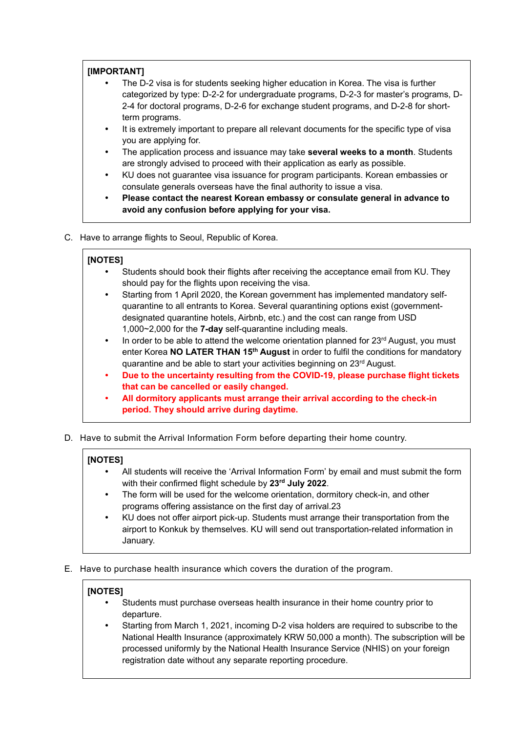**[IMPORTANT]**

- The D-2 visa is for students seeking higher education in Korea. The visa is further categorized by type: D-2-2 for undergraduate programs, D-2-3 for master's programs, D-2-4 for doctoral programs, D-2-6 for exchange student programs, and D-2-8 for short-term programs.
- It is extremely important to prepare all relevant documents for the specific type of visa you are applying for.
- The application process and issuance may take **several weeks to a month**. Students are strongly advised to proceed with their application as early as possible.
- KU does not guarantee visa issuance for program participants. Korean embassies or consulate generals overseas have the final authority to issue a visa.
- **Please contact the nearest Korean embassy or consulate general in advance to avoid any confusion before applying for your visa.**

C. Have to arrange flights to Seoul, Republic of Korea.

**[NOTES]**

- Students should book their flights after receiving the acceptance email from KU. They should pay for the flights upon receiving the visa.
- Starting from 1 April 2020, the Korean government has implemented mandatory self-quarantine to all entrants to Korea. Several quarantining options exist (government-designated quarantine hotels, Airbnb, etc.) and the cost can range from USD 1,000~2,000 for the **7-day** self-quarantine including meals.
- In order to be able to attend the welcome orientation planned for 23rd August, you must enter Korea **NO LATER THAN 15th August** in order to fulfil the conditions for mandatory quarantine and be able to start your activities beginning on 23rd August.
- **Due to the uncertainty resulting from the COVID-19, please purchase flight tickets that can be cancelled or easily changed.**
- **All dormitory applicants must arrange their arrival according to the check-in period. They should arrive during daytime.**

D. Have to submit the Arrival Information Form before departing their home country.

**[NOTES]**

- All students will receive the 'Arrival Information Form' by email and must submit the form with their confirmed flight schedule by **23rd July 2022**.
- The form will be used for the welcome orientation, dormitory check-in, and other programs offering assistance on the first day of arrival.23
- KU does not offer airport pick-up. Students must arrange their transportation from the airport to Konkuk by themselves. KU will send out transportation-related information in January.

E. Have to purchase health insurance which covers the duration of the program.

**[NOTES]**

- Students must purchase overseas health insurance in their home country prior to departure.
- Starting from March 1, 2021, incoming D-2 visa holders are required to subscribe to the National Health Insurance (approximately KRW 50,000 a month). The subscription will be processed uniformly by the National Health Insurance Service (NHIS) on your foreign registration date without any separate reporting procedure.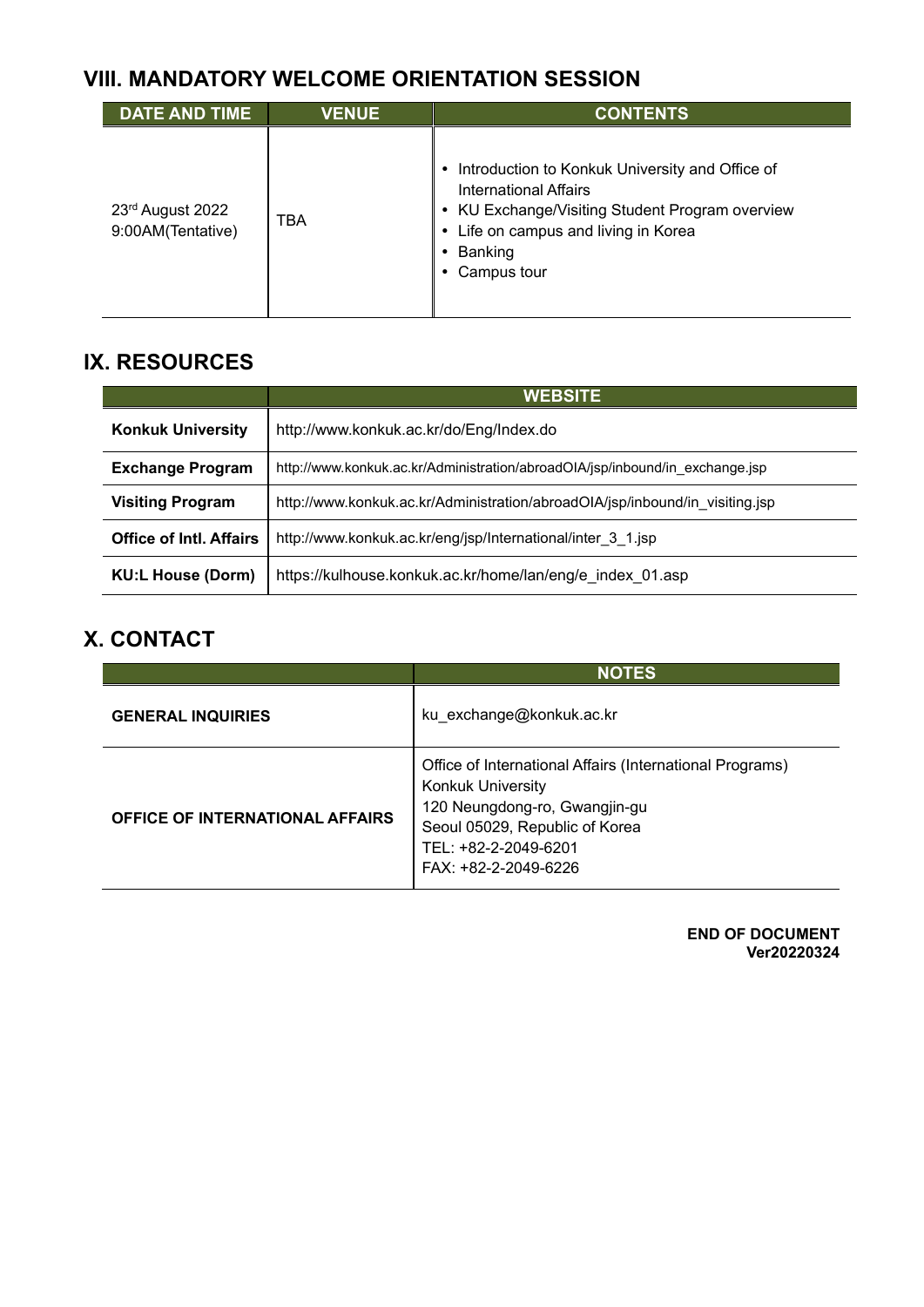## VIII. MANDATORY WELCOME ORIENTATION SESSION

| DATE AND TIME | VENUE | CONTENTS |
|---|---|---|
| 23rd August 2022 9:00AM(Tentative) | TBA | • Introduction to Konkuk University and Office of International Affairs<br>• KU Exchange/Visiting Student Program overview<br>• Life on campus and living in Korea<br>• Banking<br>• Campus tour |

## IX. RESOURCES

| | WEBSITE |
|---|---|
| **Konkuk University** | http://www.konkuk.ac.kr/do/Eng/Index.do |
| **Exchange Program** | http://www.konkuk.ac.kr/Administration/abroadOIA/jsp/inbound/in_exchange.jsp |
| **Visiting Program** | http://www.konkuk.ac.kr/Administration/abroadOIA/jsp/inbound/in_visiting.jsp |
| **Office of Intl. Affairs** | http://www.konkuk.ac.kr/eng/jsp/International/inter_3_1.jsp |
| **KU:L House (Dorm)** | https://kulhouse.konkuk.ac.kr/home/lan/eng/e_index_01.asp |

## X. CONTACT

| | NOTES |
|---|---|
| **GENERAL INQUIRIES** | ku_exchange@konkuk.ac.kr |
| **OFFICE OF INTERNATIONAL AFFAIRS** | Office of International Affairs (International Programs)<br>Konkuk University<br>120 Neungdong-ro, Gwangjin-gu<br>Seoul 05029, Republic of Korea<br>TEL: +82-2-2049-6201<br>FAX: +82-2-2049-6226 |

**END OF DOCUMENT**
**Ver20220324**